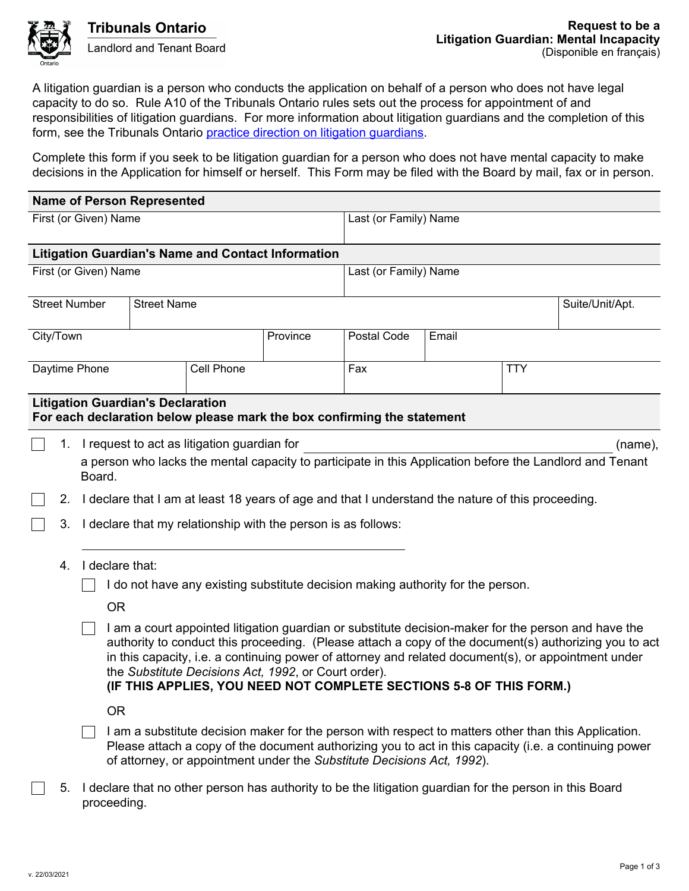Tribunals Ontario

Landlord and Tenant Board

**Request to be a Litigation Guardian: Mental Incapacity**
(Disponible en français)

A litigation guardian is a person who conducts the application on behalf of a person who does not have legal capacity to do so. Rule A10 of the Tribunals Ontario rules sets out the process for appointment of and responsibilities of litigation guardians. For more information about litigation guardians and the completion of this form, see the Tribunals Ontario practice direction on litigation guardians.

Complete this form if you seek to be litigation guardian for a person who does not have mental capacity to make decisions in the Application for himself or herself. This Form may be filed with the Board by mail, fax or in person.

## Name of Person Represented

| First (or Given) Name | Last (or Family) Name |
|---|---|
| | |

## Litigation Guardian's Name and Contact Information

| First (or Given) Name | Last (or Family) Name |
|---|---|
| | |

| Street Number | Street Name | Suite/Unit/Apt. |
|---|---|---|
| | | |

| City/Town | Province | Postal Code | Email |
|---|---|---|---|
| | | | |

| Daytime Phone | Cell Phone | Fax | TTY |
|---|---|---|---|
| | | | |

## Litigation Guardian's Declaration

**For each declaration below please mark the box confirming the statement**

☐ 1. I request to act as litigation guardian for ______________________________ (name), a person who lacks the mental capacity to participate in this Application before the Landlord and Tenant Board.

☐ 2. I declare that I am at least 18 years of age and that I understand the nature of this proceeding.

☐ 3. I declare that my relationship with the person is as follows:

______________________________

4. I declare that:

☐ I do not have any existing substitute decision making authority for the person.

OR

☐ I am a court appointed litigation guardian or substitute decision-maker for the person and have the authority to conduct this proceeding. (Please attach a copy of the document(s) authorizing you to act in this capacity, i.e. a continuing power of attorney and related document(s), or appointment under the *Substitute Decisions Act, 1992*, or Court order).
**(IF THIS APPLIES, YOU NEED NOT COMPLETE SECTIONS 5-8 OF THIS FORM.)**

OR

☐ I am a substitute decision maker for the person with respect to matters other than this Application. Please attach a copy of the document authorizing you to act in this capacity (i.e. a continuing power of attorney, or appointment under the *Substitute Decisions Act, 1992*).

☐ 5. I declare that no other person has authority to be the litigation guardian for the person in this Board proceeding.

v. 22/03/2021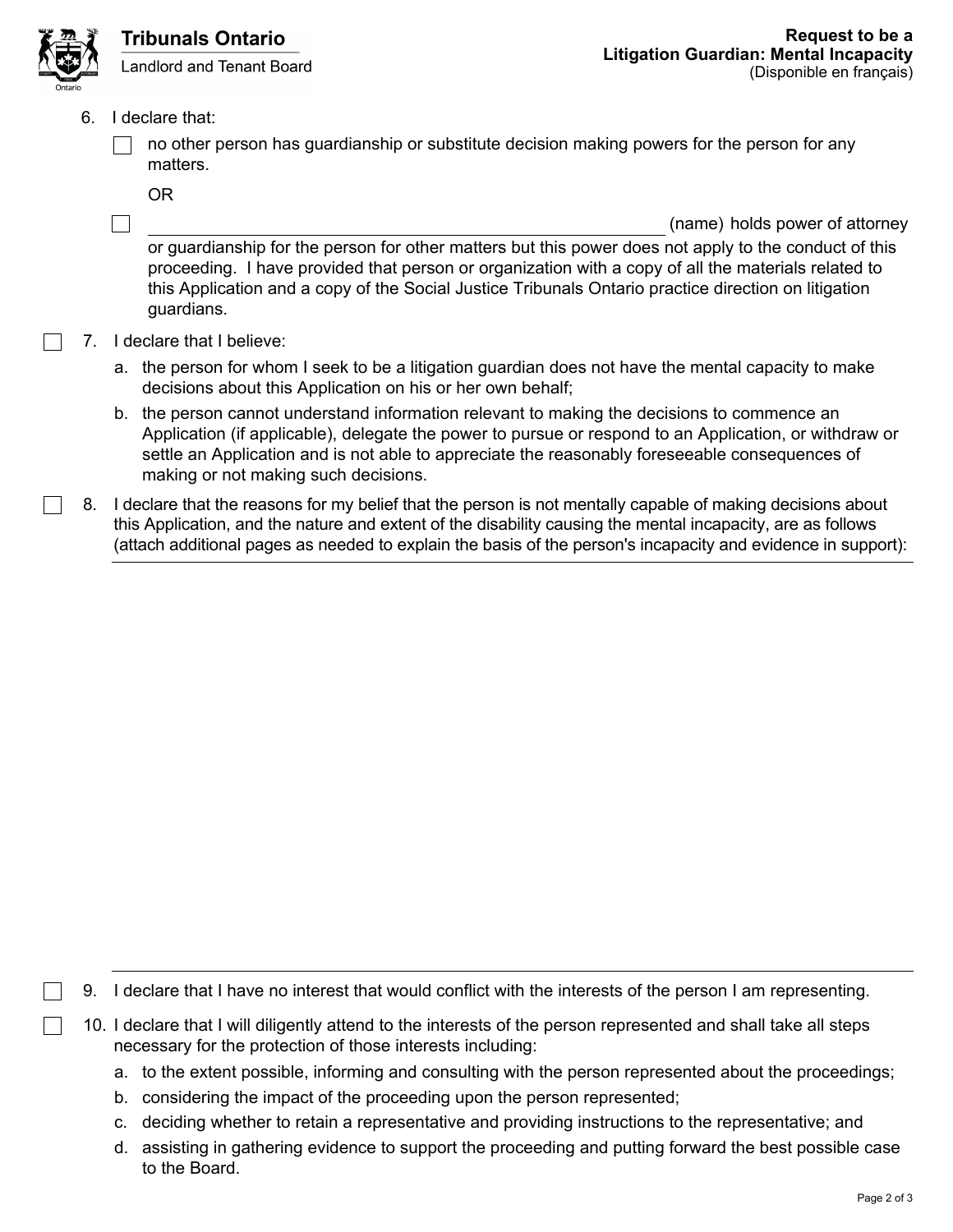6. I declare that:

   ☐ no other person has guardianship or substitute decision making powers for the person for any matters.

   OR

   ☐ ______________________________________________ (name) holds power of attorney or guardianship for the person for other matters but this power does not apply to the conduct of this proceeding. I have provided that person or organization with a copy of all the materials related to this Application and a copy of the Social Justice Tribunals Ontario practice direction on litigation guardians.

☐ 7. I declare that I believe:

   a. the person for whom I seek to be a litigation guardian does not have the mental capacity to make decisions about this Application on his or her own behalf;

   b. the person cannot understand information relevant to making the decisions to commence an Application (if applicable), delegate the power to pursue or respond to an Application, or withdraw or settle an Application and is not able to appreciate the reasonably foreseeable consequences of making or not making such decisions.

☐ 8. I declare that the reasons for my belief that the person is not mentally capable of making decisions about this Application, and the nature and extent of the disability causing the mental incapacity, are as follows (attach additional pages as needed to explain the basis of the person's incapacity and evidence in support):

&nbsp;

☐ 9. I declare that I have no interest that would conflict with the interests of the person I am representing.

☐ 10. I declare that I will diligently attend to the interests of the person represented and shall take all steps necessary for the protection of those interests including:

   a. to the extent possible, informing and consulting with the person represented about the proceedings;

   b. considering the impact of the proceeding upon the person represented;

   c. deciding whether to retain a representative and providing instructions to the representative; and

   d. assisting in gathering evidence to support the proceeding and putting forward the best possible case to the Board.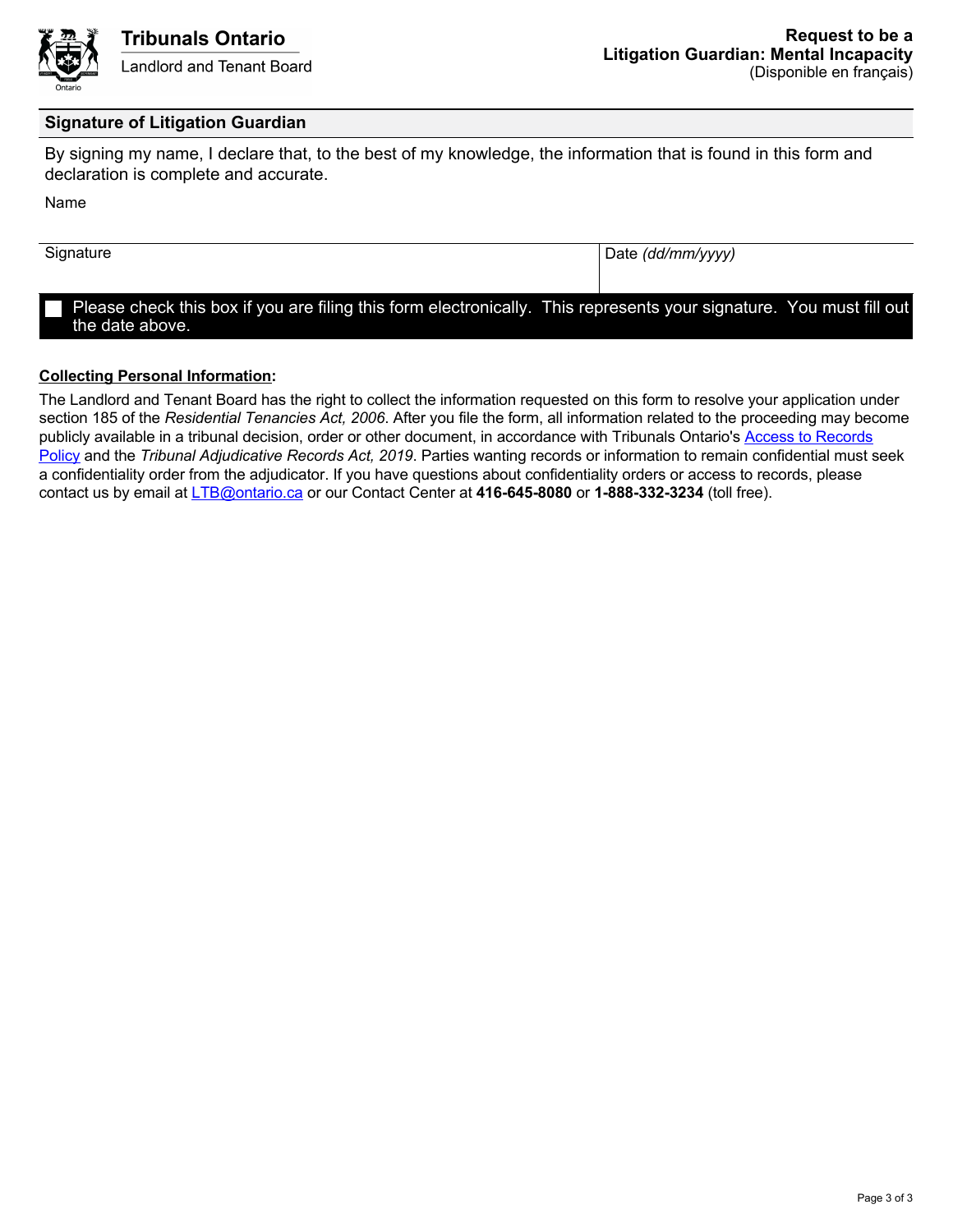## Signature of Litigation Guardian

By signing my name, I declare that, to the best of my knowledge, the information that is found in this form and declaration is complete and accurate.

Name

| | |
|---|---|
| Signature | Date *(dd/mm/yyyy)* |

☐ Please check this box if you are filing this form electronically. This represents your signature. You must fill out the date above.

**Collecting Personal Information:**

The Landlord and Tenant Board has the right to collect the information requested on this form to resolve your application under section 185 of the *Residential Tenancies Act, 2006*. After you file the form, all information related to the proceeding may become publicly available in a tribunal decision, order or other document, in accordance with Tribunals Ontario's Access to Records Policy and the *Tribunal Adjudicative Records Act, 2019*. Parties wanting records or information to remain confidential must seek a confidentiality order from the adjudicator. If you have questions about confidentiality orders or access to records, please contact us by email at LTB@ontario.ca or our Contact Center at **416-645-8080** or **1-888-332-3234** (toll free).